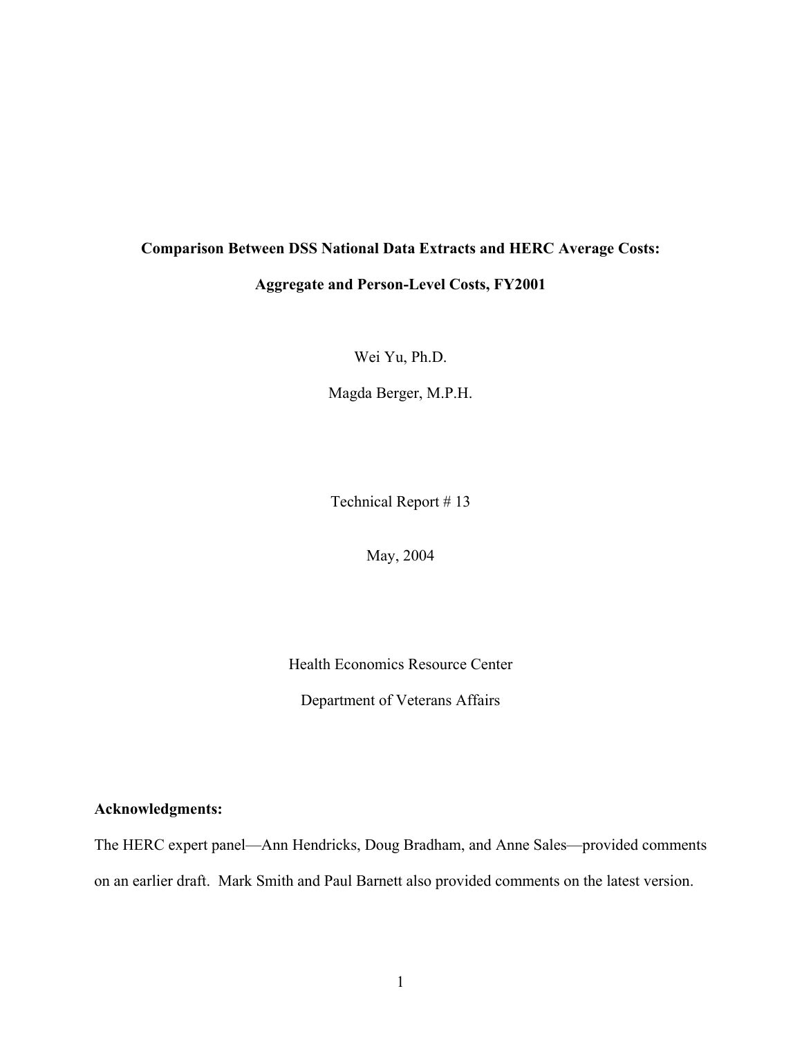# Comparison Between DSS National Data Extracts and HERC Average Costs:

# Aggregate and Person-Level Costs, FY2001

Wei Yu, Ph.D.

Magda Berger, M.P.H.

Technical Report # 13

May, 2004

Health Economics Resource Center

Department of Veterans Affairs

**Acknowledgments:**

The HERC expert panel—Ann Hendricks, Doug Bradham, and Anne Sales—provided comments on an earlier draft. Mark Smith and Paul Barnett also provided comments on the latest version.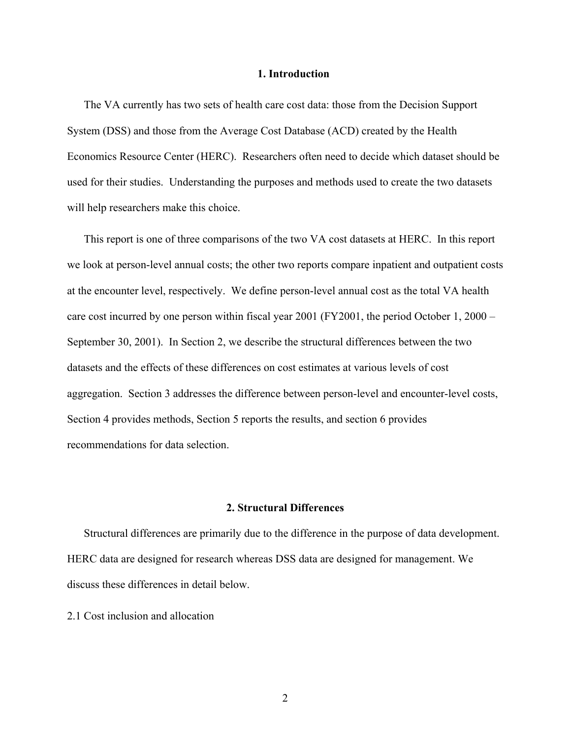## 1. Introduction

The VA currently has two sets of health care cost data: those from the Decision Support System (DSS) and those from the Average Cost Database (ACD) created by the Health Economics Resource Center (HERC). Researchers often need to decide which dataset should be used for their studies. Understanding the purposes and methods used to create the two datasets will help researchers make this choice.

This report is one of three comparisons of the two VA cost datasets at HERC. In this report we look at person-level annual costs; the other two reports compare inpatient and outpatient costs at the encounter level, respectively. We define person-level annual cost as the total VA health care cost incurred by one person within fiscal year 2001 (FY2001, the period October 1, 2000 – September 30, 2001). In Section 2, we describe the structural differences between the two datasets and the effects of these differences on cost estimates at various levels of cost aggregation. Section 3 addresses the difference between person-level and encounter-level costs, Section 4 provides methods, Section 5 reports the results, and section 6 provides recommendations for data selection.

## 2. Structural Differences

Structural differences are primarily due to the difference in the purpose of data development. HERC data are designed for research whereas DSS data are designed for management. We discuss these differences in detail below.

### 2.1 Cost inclusion and allocation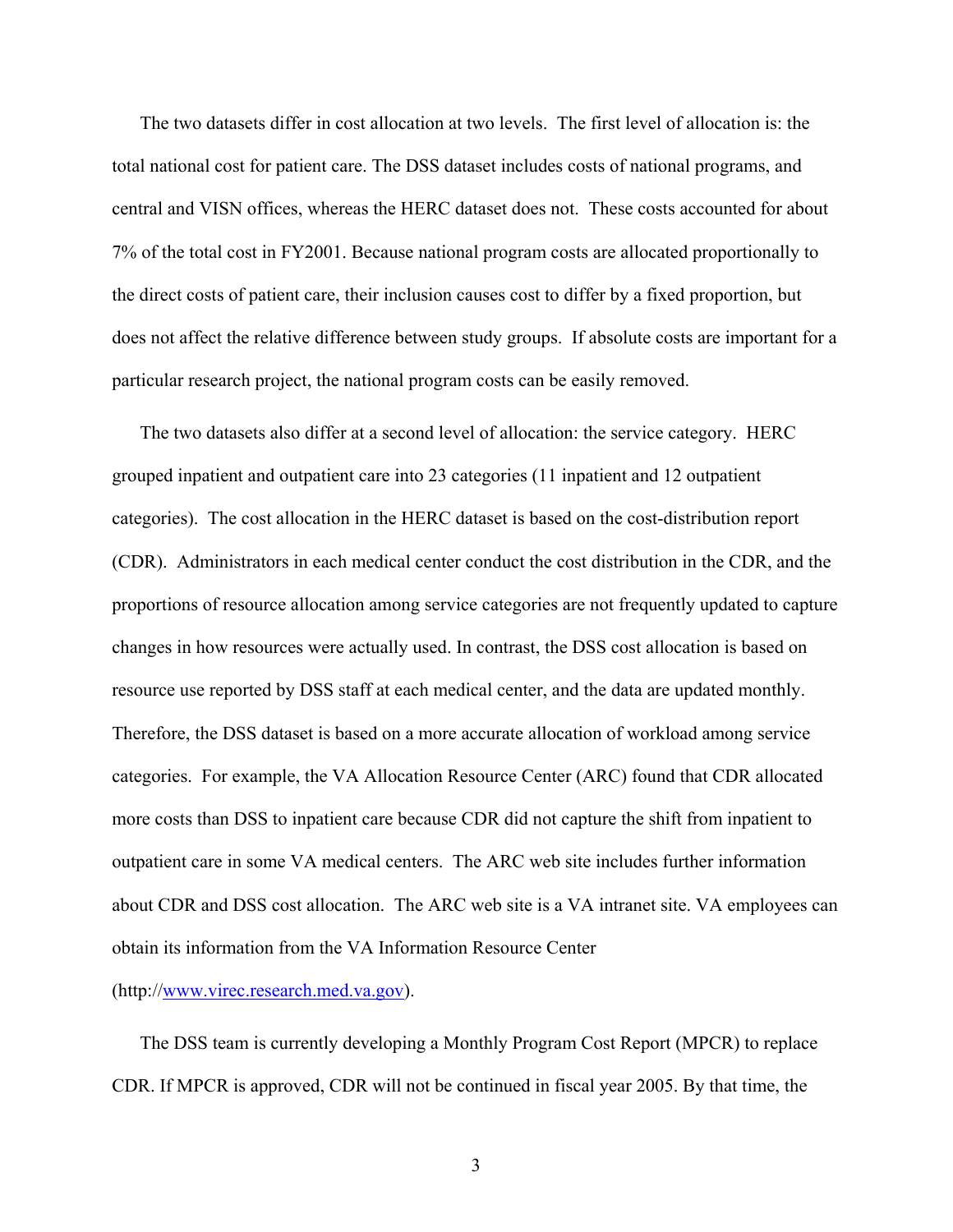The two datasets differ in cost allocation at two levels. The first level of allocation is: the total national cost for patient care. The DSS dataset includes costs of national programs, and central and VISN offices, whereas the HERC dataset does not. These costs accounted for about 7% of the total cost in FY2001. Because national program costs are allocated proportionally to the direct costs of patient care, their inclusion causes cost to differ by a fixed proportion, but does not affect the relative difference between study groups. If absolute costs are important for a particular research project, the national program costs can be easily removed.

The two datasets also differ at a second level of allocation: the service category. HERC grouped inpatient and outpatient care into 23 categories (11 inpatient and 12 outpatient categories). The cost allocation in the HERC dataset is based on the cost-distribution report (CDR). Administrators in each medical center conduct the cost distribution in the CDR, and the proportions of resource allocation among service categories are not frequently updated to capture changes in how resources were actually used. In contrast, the DSS cost allocation is based on resource use reported by DSS staff at each medical center, and the data are updated monthly. Therefore, the DSS dataset is based on a more accurate allocation of workload among service categories. For example, the VA Allocation Resource Center (ARC) found that CDR allocated more costs than DSS to inpatient care because CDR did not capture the shift from inpatient to outpatient care in some VA medical centers. The ARC web site includes further information about CDR and DSS cost allocation. The ARC web site is a VA intranet site. VA employees can obtain its information from the VA Information Resource Center (http://www.virec.research.med.va.gov).

The DSS team is currently developing a Monthly Program Cost Report (MPCR) to replace CDR. If MPCR is approved, CDR will not be continued in fiscal year 2005. By that time, the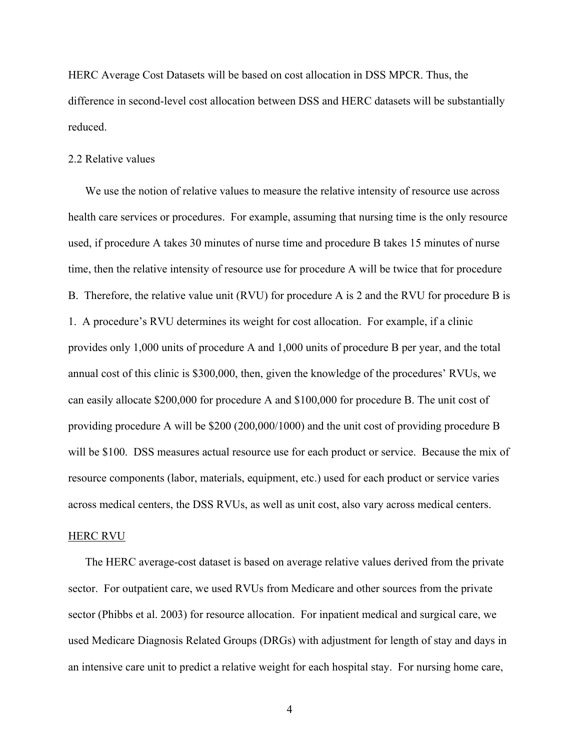HERC Average Cost Datasets will be based on cost allocation in DSS MPCR. Thus, the difference in second-level cost allocation between DSS and HERC datasets will be substantially reduced.

## 2.2 Relative values

We use the notion of relative values to measure the relative intensity of resource use across health care services or procedures. For example, assuming that nursing time is the only resource used, if procedure A takes 30 minutes of nurse time and procedure B takes 15 minutes of nurse time, then the relative intensity of resource use for procedure A will be twice that for procedure B. Therefore, the relative value unit (RVU) for procedure A is 2 and the RVU for procedure B is 1. A procedure's RVU determines its weight for cost allocation. For example, if a clinic provides only 1,000 units of procedure A and 1,000 units of procedure B per year, and the total annual cost of this clinic is $300,000, then, given the knowledge of the procedures' RVUs, we can easily allocate $200,000 for procedure A and $100,000 for procedure B. The unit cost of providing procedure A will be $200 (200,000/1000) and the unit cost of providing procedure B will be $100. DSS measures actual resource use for each product or service. Because the mix of resource components (labor, materials, equipment, etc.) used for each product or service varies across medical centers, the DSS RVUs, as well as unit cost, also vary across medical centers.

### HERC RVU

The HERC average-cost dataset is based on average relative values derived from the private sector. For outpatient care, we used RVUs from Medicare and other sources from the private sector (Phibbs et al. 2003) for resource allocation. For inpatient medical and surgical care, we used Medicare Diagnosis Related Groups (DRGs) with adjustment for length of stay and days in an intensive care unit to predict a relative weight for each hospital stay. For nursing home care,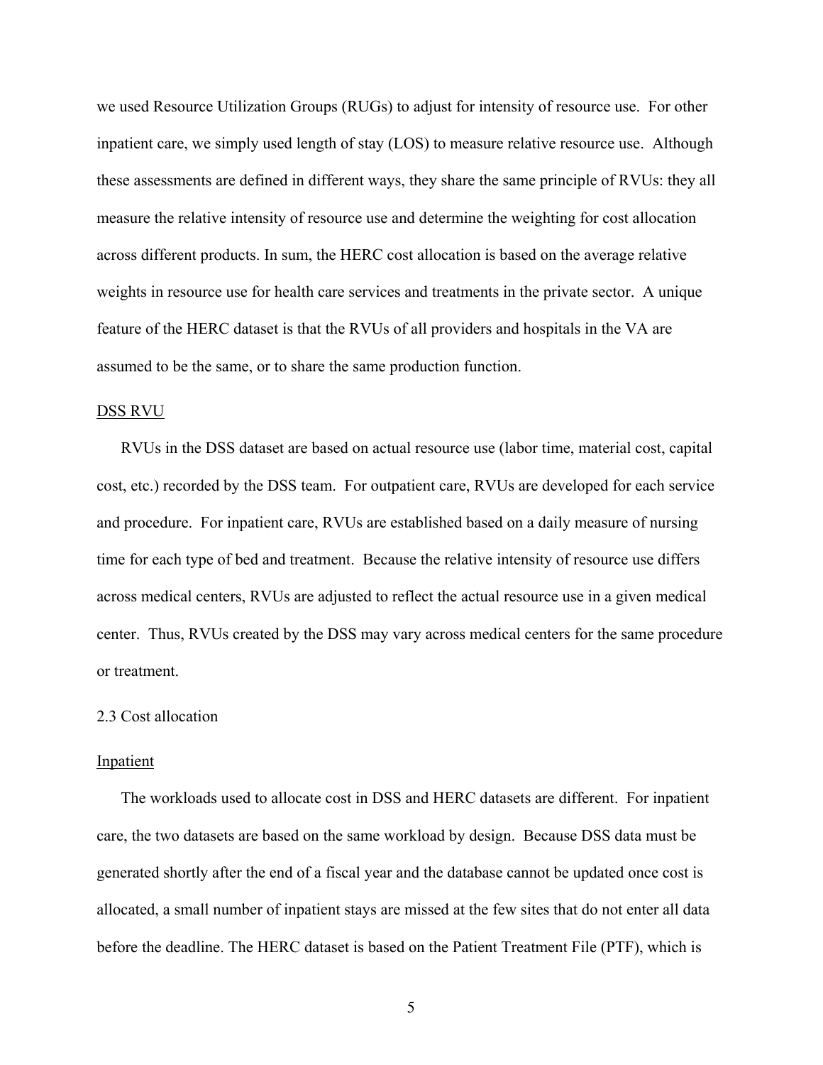we used Resource Utilization Groups (RUGs) to adjust for intensity of resource use. For other inpatient care, we simply used length of stay (LOS) to measure relative resource use. Although these assessments are defined in different ways, they share the same principle of RVUs: they all measure the relative intensity of resource use and determine the weighting for cost allocation across different products. In sum, the HERC cost allocation is based on the average relative weights in resource use for health care services and treatments in the private sector. A unique feature of the HERC dataset is that the RVUs of all providers and hospitals in the VA are assumed to be the same, or to share the same production function.

<u>DSS RVU</u>

RVUs in the DSS dataset are based on actual resource use (labor time, material cost, capital cost, etc.) recorded by the DSS team. For outpatient care, RVUs are developed for each service and procedure. For inpatient care, RVUs are established based on a daily measure of nursing time for each type of bed and treatment. Because the relative intensity of resource use differs across medical centers, RVUs are adjusted to reflect the actual resource use in a given medical center. Thus, RVUs created by the DSS may vary across medical centers for the same procedure or treatment.

### 2.3 Cost allocation

<u>Inpatient</u>

The workloads used to allocate cost in DSS and HERC datasets are different. For inpatient care, the two datasets are based on the same workload by design. Because DSS data must be generated shortly after the end of a fiscal year and the database cannot be updated once cost is allocated, a small number of inpatient stays are missed at the few sites that do not enter all data before the deadline. The HERC dataset is based on the Patient Treatment File (PTF), which is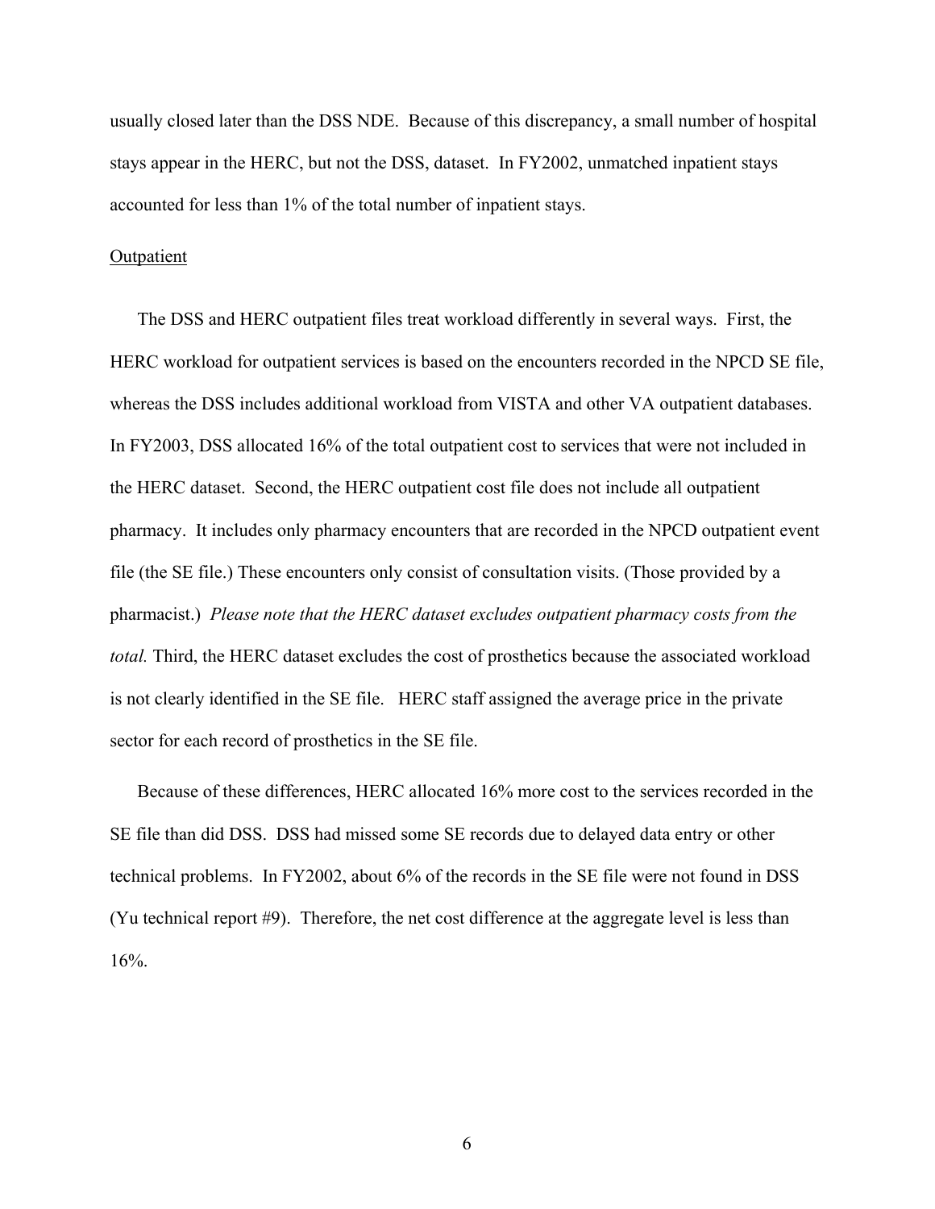usually closed later than the DSS NDE. Because of this discrepancy, a small number of hospital stays appear in the HERC, but not the DSS, dataset. In FY2002, unmatched inpatient stays accounted for less than 1% of the total number of inpatient stays.

<u>Outpatient</u>

The DSS and HERC outpatient files treat workload differently in several ways. First, the HERC workload for outpatient services is based on the encounters recorded in the NPCD SE file, whereas the DSS includes additional workload from VISTA and other VA outpatient databases. In FY2003, DSS allocated 16% of the total outpatient cost to services that were not included in the HERC dataset. Second, the HERC outpatient cost file does not include all outpatient pharmacy. It includes only pharmacy encounters that are recorded in the NPCD outpatient event file (the SE file.) These encounters only consist of consultation visits. (Those provided by a pharmacist.) *Please note that the HERC dataset excludes outpatient pharmacy costs from the total.* Third, the HERC dataset excludes the cost of prosthetics because the associated workload is not clearly identified in the SE file. HERC staff assigned the average price in the private sector for each record of prosthetics in the SE file.

Because of these differences, HERC allocated 16% more cost to the services recorded in the SE file than did DSS. DSS had missed some SE records due to delayed data entry or other technical problems. In FY2002, about 6% of the records in the SE file were not found in DSS (Yu technical report #9). Therefore, the net cost difference at the aggregate level is less than 16%.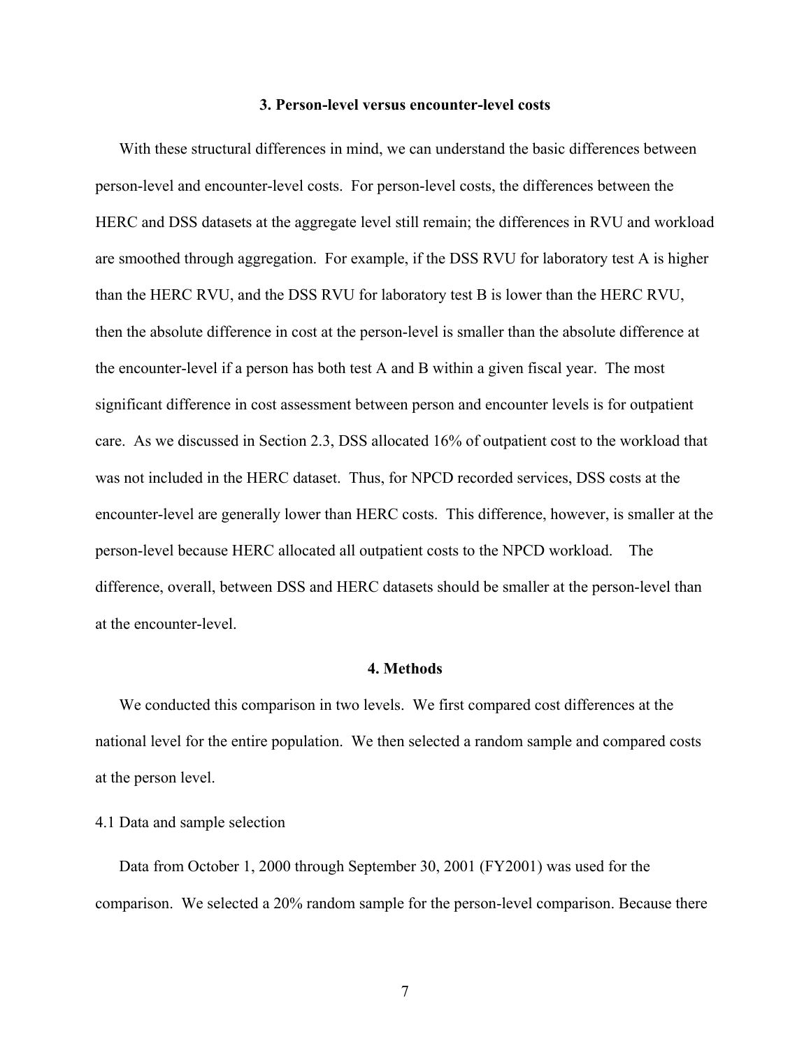## 3. Person-level versus encounter-level costs

With these structural differences in mind, we can understand the basic differences between person-level and encounter-level costs. For person-level costs, the differences between the HERC and DSS datasets at the aggregate level still remain; the differences in RVU and workload are smoothed through aggregation. For example, if the DSS RVU for laboratory test A is higher than the HERC RVU, and the DSS RVU for laboratory test B is lower than the HERC RVU, then the absolute difference in cost at the person-level is smaller than the absolute difference at the encounter-level if a person has both test A and B within a given fiscal year. The most significant difference in cost assessment between person and encounter levels is for outpatient care. As we discussed in Section 2.3, DSS allocated 16% of outpatient cost to the workload that was not included in the HERC dataset. Thus, for NPCD recorded services, DSS costs at the encounter-level are generally lower than HERC costs. This difference, however, is smaller at the person-level because HERC allocated all outpatient costs to the NPCD workload. The difference, overall, between DSS and HERC datasets should be smaller at the person-level than at the encounter-level.

## 4. Methods

We conducted this comparison in two levels. We first compared cost differences at the national level for the entire population. We then selected a random sample and compared costs at the person level.

### 4.1 Data and sample selection

Data from October 1, 2000 through September 30, 2001 (FY2001) was used for the comparison. We selected a 20% random sample for the person-level comparison. Because there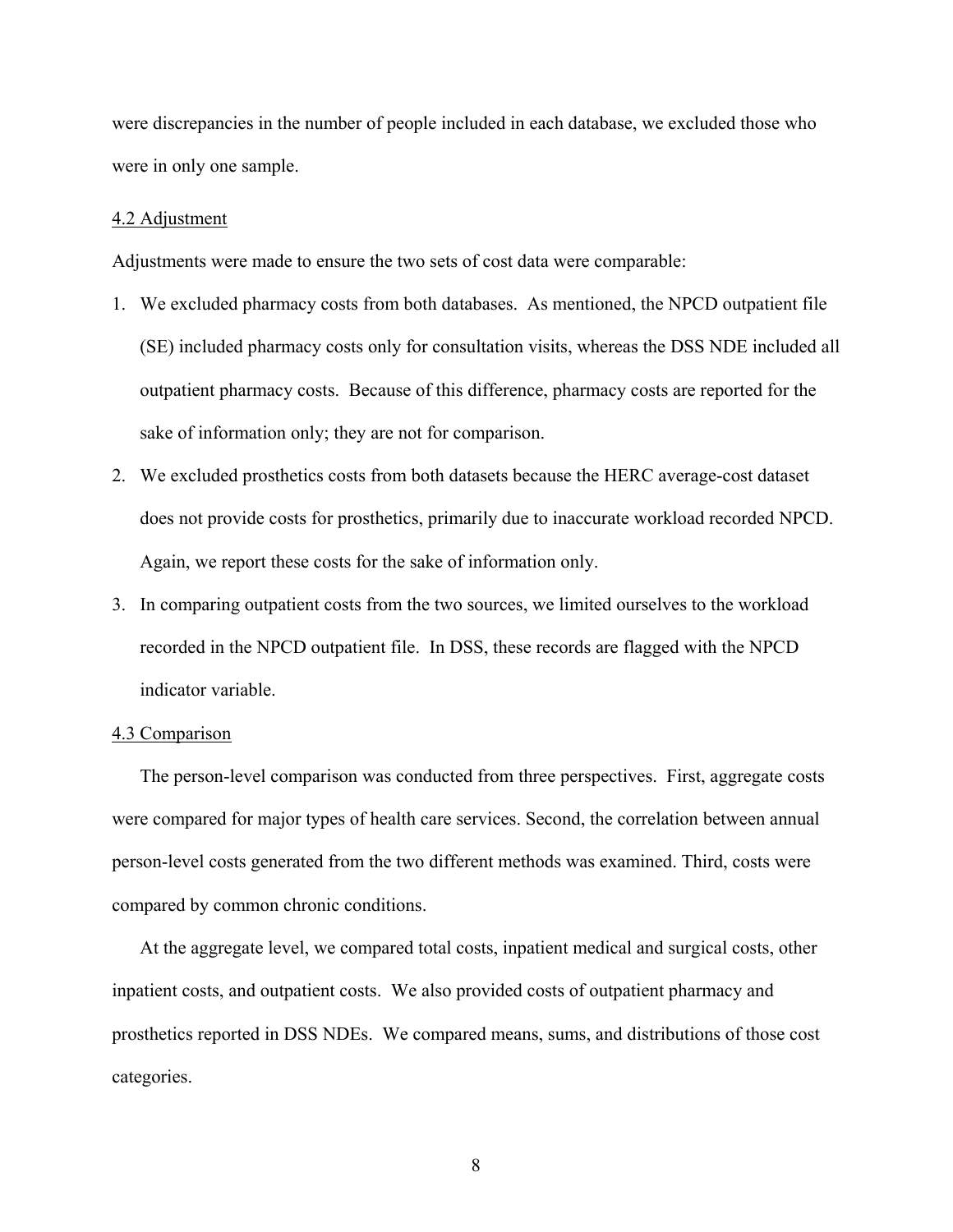were discrepancies in the number of people included in each database, we excluded those who were in only one sample.

### 4.2 Adjustment

Adjustments were made to ensure the two sets of cost data were comparable:

1. We excluded pharmacy costs from both databases. As mentioned, the NPCD outpatient file (SE) included pharmacy costs only for consultation visits, whereas the DSS NDE included all outpatient pharmacy costs. Because of this difference, pharmacy costs are reported for the sake of information only; they are not for comparison.
2. We excluded prosthetics costs from both datasets because the HERC average-cost dataset does not provide costs for prosthetics, primarily due to inaccurate workload recorded NPCD. Again, we report these costs for the sake of information only.
3. In comparing outpatient costs from the two sources, we limited ourselves to the workload recorded in the NPCD outpatient file. In DSS, these records are flagged with the NPCD indicator variable.

### 4.3 Comparison

The person-level comparison was conducted from three perspectives. First, aggregate costs were compared for major types of health care services. Second, the correlation between annual person-level costs generated from the two different methods was examined. Third, costs were compared by common chronic conditions.

At the aggregate level, we compared total costs, inpatient medical and surgical costs, other inpatient costs, and outpatient costs. We also provided costs of outpatient pharmacy and prosthetics reported in DSS NDEs. We compared means, sums, and distributions of those cost categories.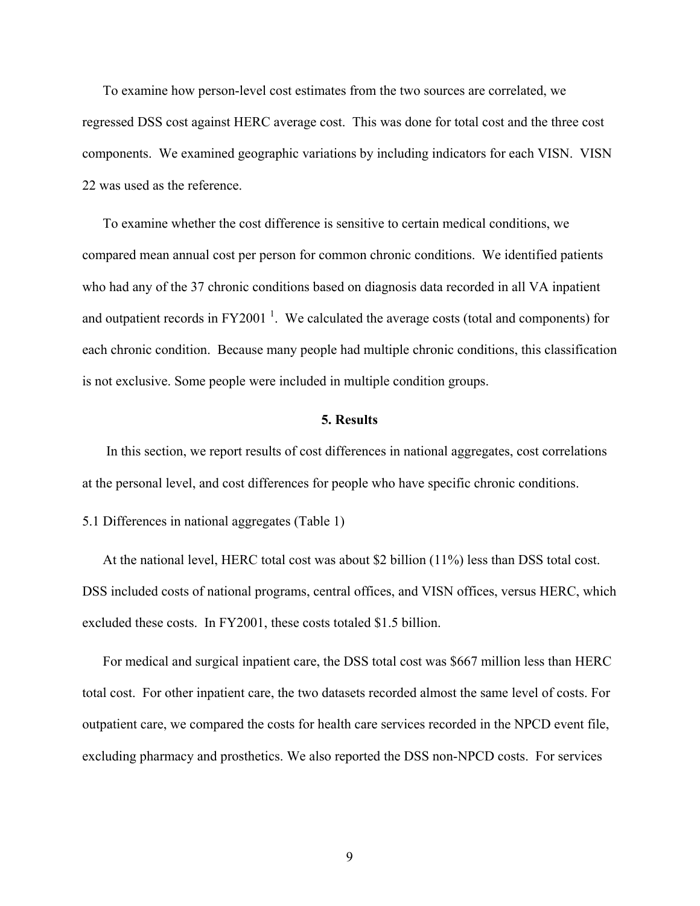To examine how person-level cost estimates from the two sources are correlated, we regressed DSS cost against HERC average cost. This was done for total cost and the three cost components. We examined geographic variations by including indicators for each VISN. VISN 22 was used as the reference.

To examine whether the cost difference is sensitive to certain medical conditions, we compared mean annual cost per person for common chronic conditions. We identified patients who had any of the 37 chronic conditions based on diagnosis data recorded in all VA inpatient and outpatient records in FY2001 [1]. We calculated the average costs (total and components) for each chronic condition. Because many people had multiple chronic conditions, this classification is not exclusive. Some people were included in multiple condition groups.

## 5. Results

In this section, we report results of cost differences in national aggregates, cost correlations at the personal level, and cost differences for people who have specific chronic conditions.

5.1 Differences in national aggregates (Table 1)

At the national level, HERC total cost was about $2 billion (11%) less than DSS total cost. DSS included costs of national programs, central offices, and VISN offices, versus HERC, which excluded these costs. In FY2001, these costs totaled $1.5 billion.

For medical and surgical inpatient care, the DSS total cost was $667 million less than HERC total cost. For other inpatient care, the two datasets recorded almost the same level of costs. For outpatient care, we compared the costs for health care services recorded in the NPCD event file, excluding pharmacy and prosthetics. We also reported the DSS non-NPCD costs. For services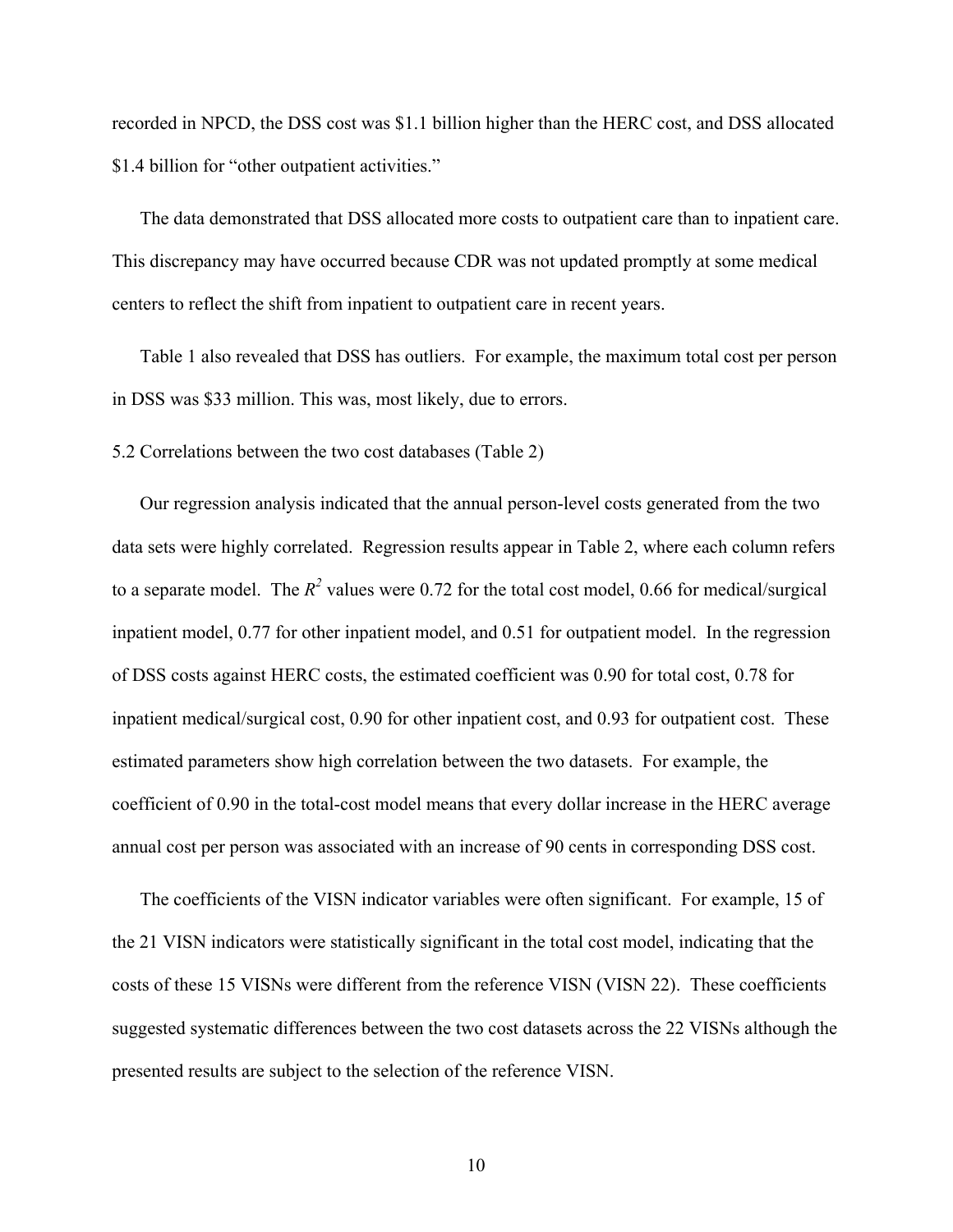recorded in NPCD, the DSS cost was $1.1 billion higher than the HERC cost, and DSS allocated $1.4 billion for "other outpatient activities."

The data demonstrated that DSS allocated more costs to outpatient care than to inpatient care. This discrepancy may have occurred because CDR was not updated promptly at some medical centers to reflect the shift from inpatient to outpatient care in recent years.

Table 1 also revealed that DSS has outliers. For example, the maximum total cost per person in DSS was $33 million. This was, most likely, due to errors.

### 5.2 Correlations between the two cost databases (Table 2)

Our regression analysis indicated that the annual person-level costs generated from the two data sets were highly correlated. Regression results appear in Table 2, where each column refers to a separate model. The $R^2$ values were 0.72 for the total cost model, 0.66 for medical/surgical inpatient model, 0.77 for other inpatient model, and 0.51 for outpatient model. In the regression of DSS costs against HERC costs, the estimated coefficient was 0.90 for total cost, 0.78 for inpatient medical/surgical cost, 0.90 for other inpatient cost, and 0.93 for outpatient cost. These estimated parameters show high correlation between the two datasets. For example, the coefficient of 0.90 in the total-cost model means that every dollar increase in the HERC average annual cost per person was associated with an increase of 90 cents in corresponding DSS cost.

The coefficients of the VISN indicator variables were often significant. For example, 15 of the 21 VISN indicators were statistically significant in the total cost model, indicating that the costs of these 15 VISNs were different from the reference VISN (VISN 22). These coefficients suggested systematic differences between the two cost datasets across the 22 VISNs although the presented results are subject to the selection of the reference VISN.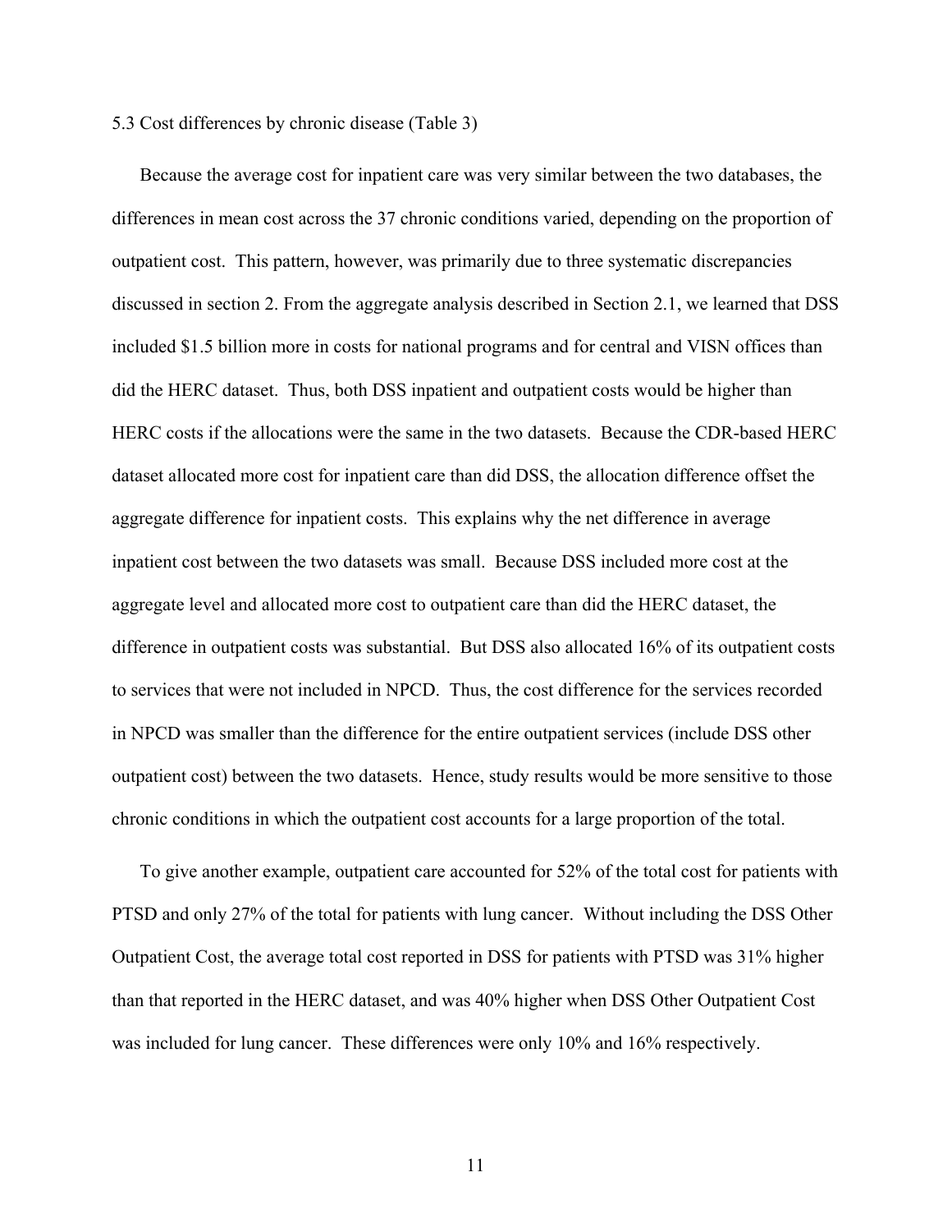5.3 Cost differences by chronic disease (Table 3)

Because the average cost for inpatient care was very similar between the two databases, the differences in mean cost across the 37 chronic conditions varied, depending on the proportion of outpatient cost. This pattern, however, was primarily due to three systematic discrepancies discussed in section 2. From the aggregate analysis described in Section 2.1, we learned that DSS included $1.5 billion more in costs for national programs and for central and VISN offices than did the HERC dataset. Thus, both DSS inpatient and outpatient costs would be higher than HERC costs if the allocations were the same in the two datasets. Because the CDR-based HERC dataset allocated more cost for inpatient care than did DSS, the allocation difference offset the aggregate difference for inpatient costs. This explains why the net difference in average inpatient cost between the two datasets was small. Because DSS included more cost at the aggregate level and allocated more cost to outpatient care than did the HERC dataset, the difference in outpatient costs was substantial. But DSS also allocated 16% of its outpatient costs to services that were not included in NPCD. Thus, the cost difference for the services recorded in NPCD was smaller than the difference for the entire outpatient services (include DSS other outpatient cost) between the two datasets. Hence, study results would be more sensitive to those chronic conditions in which the outpatient cost accounts for a large proportion of the total.

To give another example, outpatient care accounted for 52% of the total cost for patients with PTSD and only 27% of the total for patients with lung cancer. Without including the DSS Other Outpatient Cost, the average total cost reported in DSS for patients with PTSD was 31% higher than that reported in the HERC dataset, and was 40% higher when DSS Other Outpatient Cost was included for lung cancer. These differences were only 10% and 16% respectively.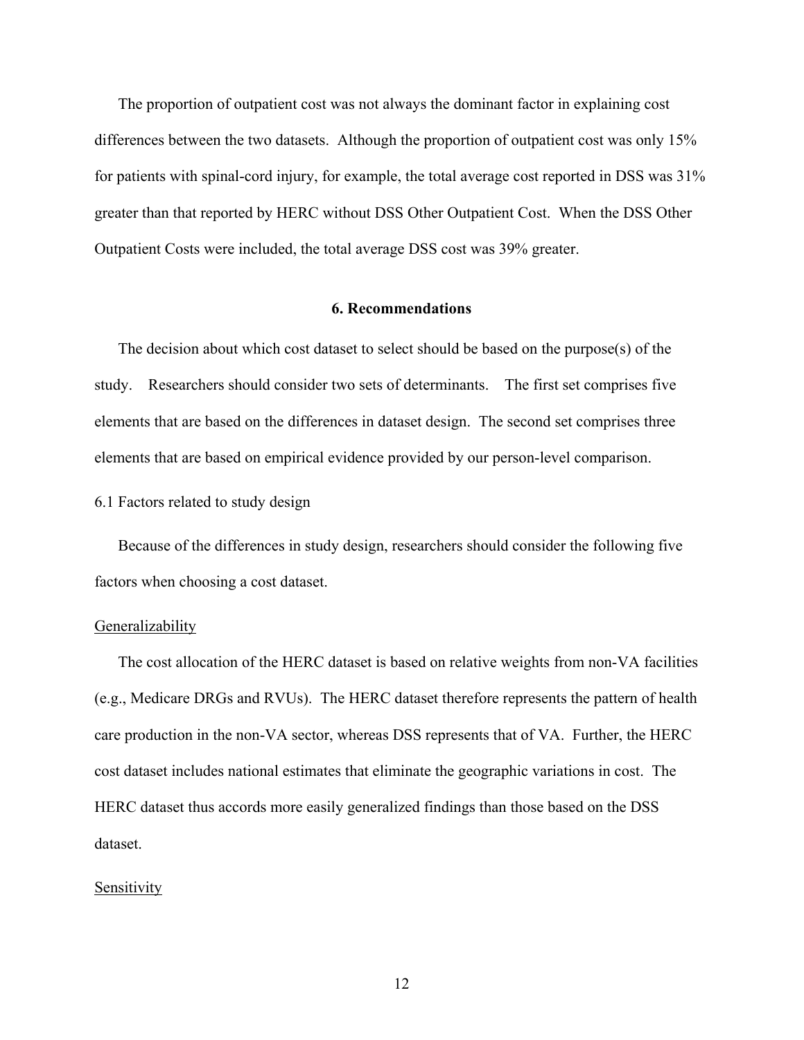The proportion of outpatient cost was not always the dominant factor in explaining cost differences between the two datasets. Although the proportion of outpatient cost was only 15% for patients with spinal-cord injury, for example, the total average cost reported in DSS was 31% greater than that reported by HERC without DSS Other Outpatient Cost. When the DSS Other Outpatient Costs were included, the total average DSS cost was 39% greater.

## 6. Recommendations

The decision about which cost dataset to select should be based on the purpose(s) of the study. Researchers should consider two sets of determinants. The first set comprises five elements that are based on the differences in dataset design. The second set comprises three elements that are based on empirical evidence provided by our person-level comparison.

### 6.1 Factors related to study design

Because of the differences in study design, researchers should consider the following five factors when choosing a cost dataset.

#### Generalizability

The cost allocation of the HERC dataset is based on relative weights from non-VA facilities (e.g., Medicare DRGs and RVUs). The HERC dataset therefore represents the pattern of health care production in the non-VA sector, whereas DSS represents that of VA. Further, the HERC cost dataset includes national estimates that eliminate the geographic variations in cost. The HERC dataset thus accords more easily generalized findings than those based on the DSS dataset.

#### Sensitivity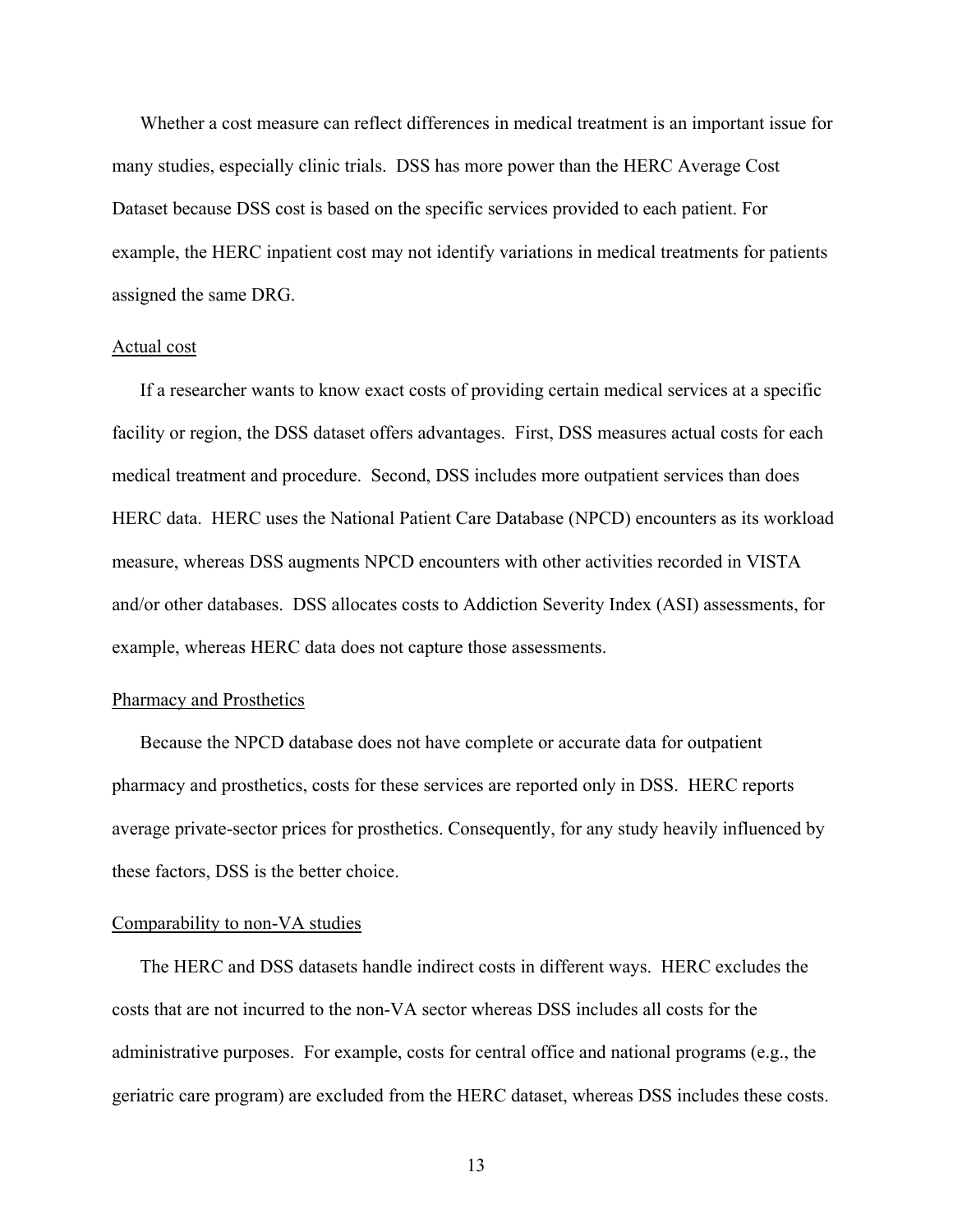Whether a cost measure can reflect differences in medical treatment is an important issue for many studies, especially clinic trials. DSS has more power than the HERC Average Cost Dataset because DSS cost is based on the specific services provided to each patient. For example, the HERC inpatient cost may not identify variations in medical treatments for patients assigned the same DRG.

### Actual cost

If a researcher wants to know exact costs of providing certain medical services at a specific facility or region, the DSS dataset offers advantages. First, DSS measures actual costs for each medical treatment and procedure. Second, DSS includes more outpatient services than does HERC data. HERC uses the National Patient Care Database (NPCD) encounters as its workload measure, whereas DSS augments NPCD encounters with other activities recorded in VISTA and/or other databases. DSS allocates costs to Addiction Severity Index (ASI) assessments, for example, whereas HERC data does not capture those assessments.

### Pharmacy and Prosthetics

Because the NPCD database does not have complete or accurate data for outpatient pharmacy and prosthetics, costs for these services are reported only in DSS. HERC reports average private-sector prices for prosthetics. Consequently, for any study heavily influenced by these factors, DSS is the better choice.

### Comparability to non-VA studies

The HERC and DSS datasets handle indirect costs in different ways. HERC excludes the costs that are not incurred to the non-VA sector whereas DSS includes all costs for the administrative purposes. For example, costs for central office and national programs (e.g., the geriatric care program) are excluded from the HERC dataset, whereas DSS includes these costs.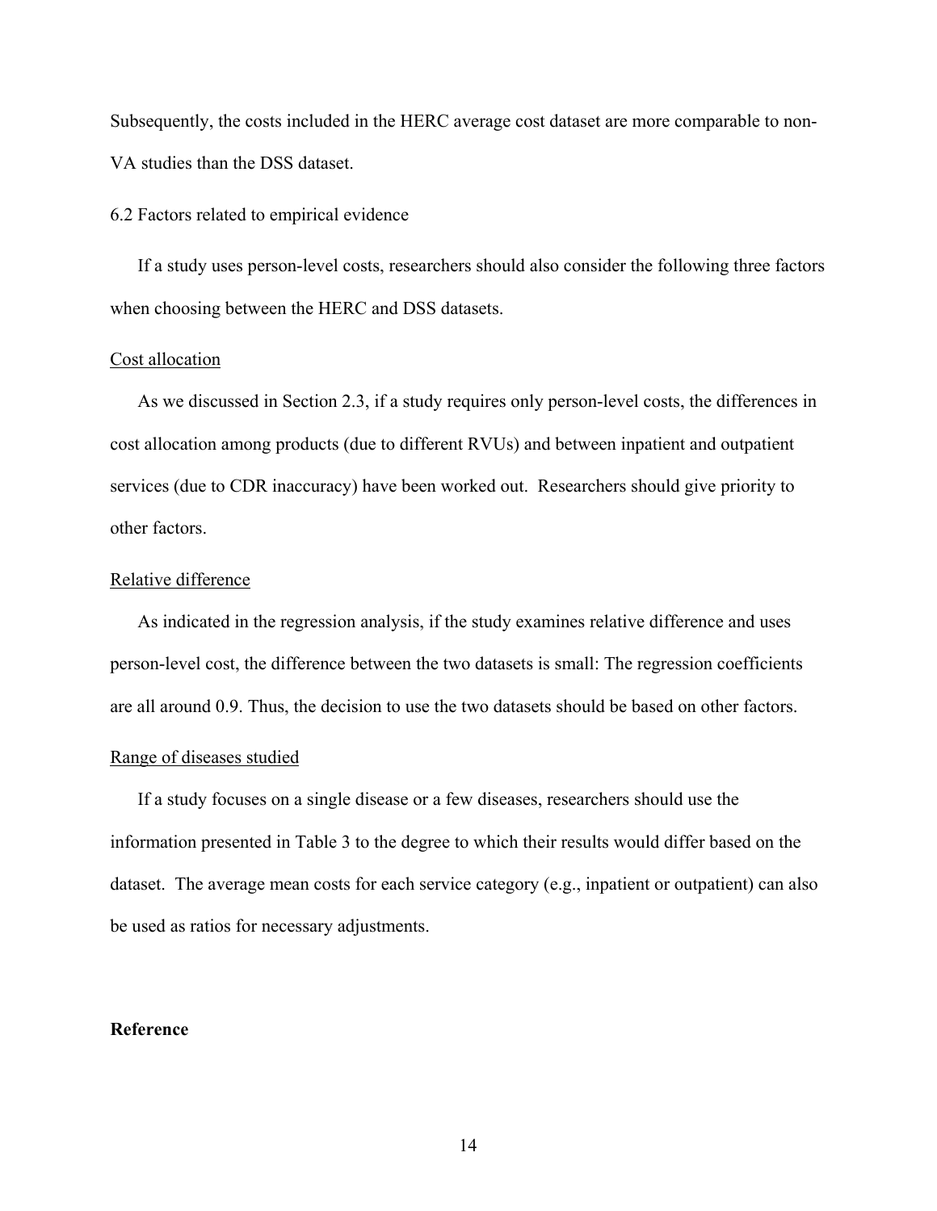Subsequently, the costs included in the HERC average cost dataset are more comparable to non-VA studies than the DSS dataset.

### 6.2 Factors related to empirical evidence

If a study uses person-level costs, researchers should also consider the following three factors when choosing between the HERC and DSS datasets.

<u>Cost allocation</u>

As we discussed in Section 2.3, if a study requires only person-level costs, the differences in cost allocation among products (due to different RVUs) and between inpatient and outpatient services (due to CDR inaccuracy) have been worked out. Researchers should give priority to other factors.

<u>Relative difference</u>

As indicated in the regression analysis, if the study examines relative difference and uses person-level cost, the difference between the two datasets is small: The regression coefficients are all around 0.9. Thus, the decision to use the two datasets should be based on other factors.

<u>Range of diseases studied</u>

If a study focuses on a single disease or a few diseases, researchers should use the information presented in Table 3 to the degree to which their results would differ based on the dataset. The average mean costs for each service category (e.g., inpatient or outpatient) can also be used as ratios for necessary adjustments.

## Reference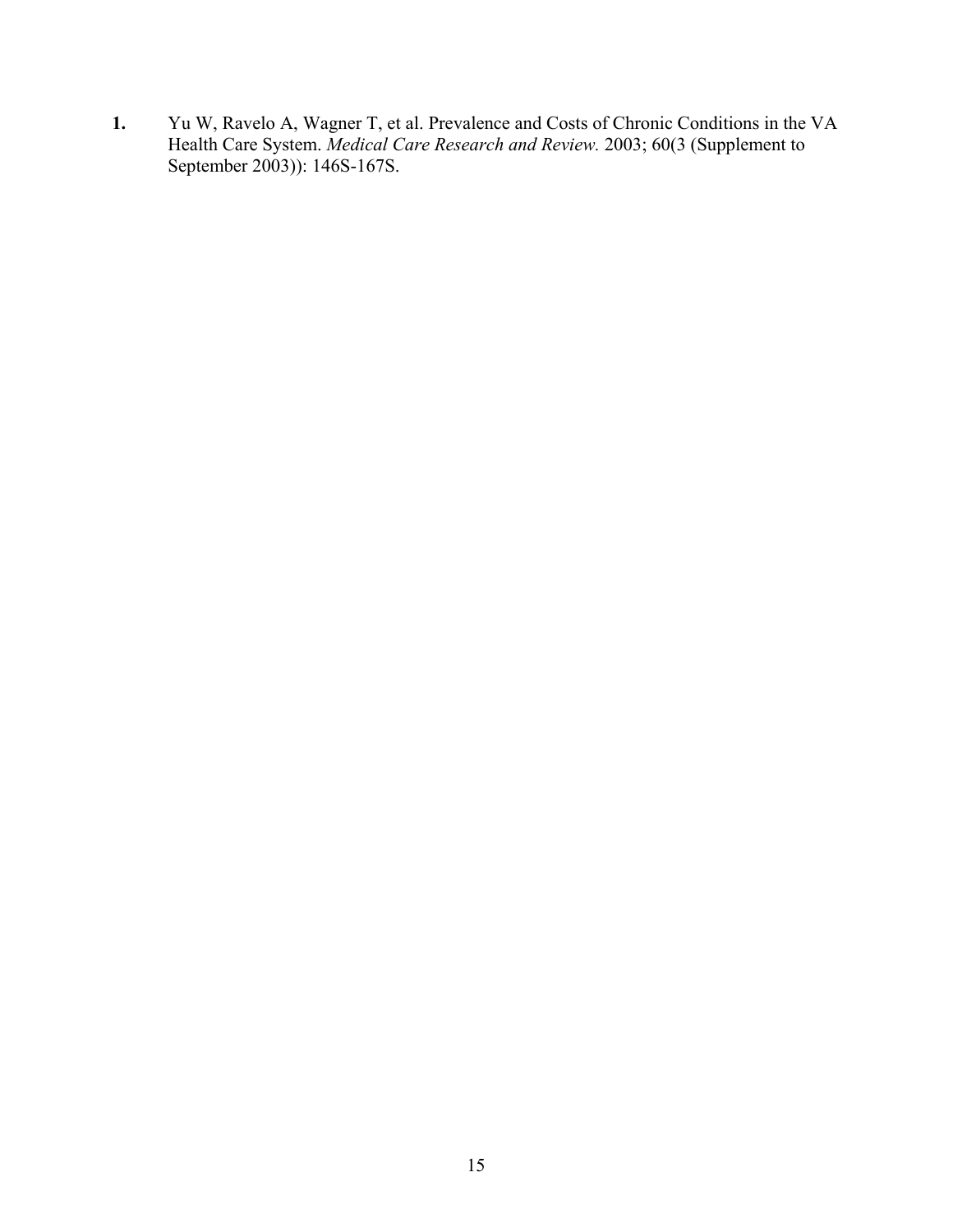1. Yu W, Ravelo A, Wagner T, et al. Prevalence and Costs of Chronic Conditions in the VA Health Care System. *Medical Care Research and Review.* 2003; 60(3 (Supplement to September 2003)): 146S-167S.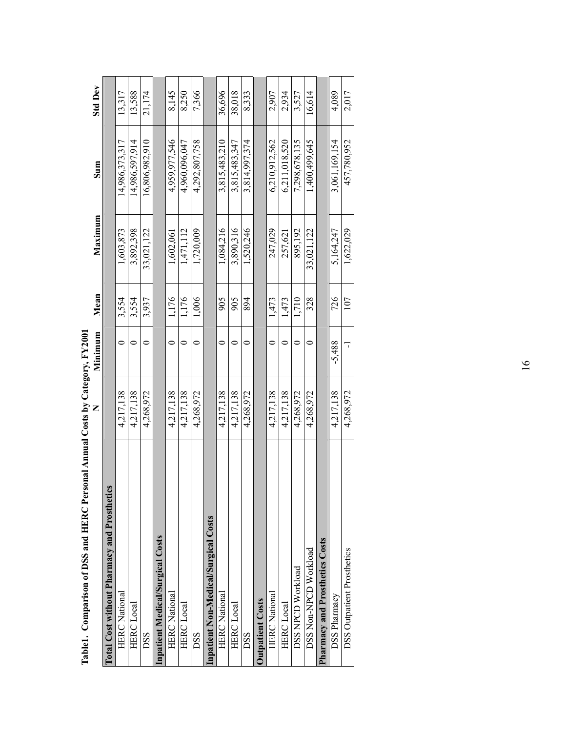**Table1. Comparison of DSS and HERC Personal Annual Costs by Category, FY2001**

| | N | Minimum | Mean | Maximum | Sum | Std Dev |
|---|---|---|---|---|---|---|
| **Total Cost without Pharmacy and Prosthetics** | | | | | | |
| HERC National | 4,217,138 | 0 | 3,554 | 1,603,873 | 14,986,373,317 | 13,317 |
| HERC Local | 4,217,138 | 0 | 3,554 | 3,892,398 | 14,986,597,914 | 13,588 |
| DSS | 4,268,972 | 0 | 3,937 | 33,021,122 | 16,806,982,910 | 21,174 |
| **Inpatient Medical/Surgical Costs** | | | | | | |
| HERC National | 4,217,138 | 0 | 1,176 | 1,602,061 | 4,959,977,546 | 8,145 |
| HERC Local | 4,217,138 | 0 | 1,176 | 1,471,112 | 4,960,096,047 | 8,250 |
| DSS | 4,268,972 | 0 | 1,006 | 1,720,009 | 4,292,807,758 | 7,366 |
| **Inpatient Non-Medical/Surgical Costs** | | | | | | |
| HERC National | 4,217,138 | 0 | 905 | 1,084,216 | 3,815,483,210 | 36,696 |
| HERC Local | 4,217,138 | 0 | 905 | 3,890,316 | 3,815,483,347 | 38,018 |
| DSS | 4,268,972 | 0 | 894 | 1,520,246 | 3,814,997,374 | 8,333 |
| **Outpatient Costs** | | | | | | |
| HERC National | 4,217,138 | 0 | 1,473 | 247,029 | 6,210,912,562 | 2,907 |
| HERC Local | 4,217,138 | 0 | 1,473 | 257,621 | 6,211,018,520 | 2,934 |
| DSS NPCD Workload | 4,268,972 | 0 | 1,710 | 895,192 | 7,298,678,135 | 3,527 |
| DSS Non-NPCD Workload | 4,268,972 | 0 | 328 | 33,021,122 | 1,400,499,645 | 16,614 |
| **Pharmacy and Prosthetics Costs** | | | | | | |
| DSS Pharmacy | 4,217,138 | -5,488 | 726 | 5,164,247 | 3,061,169,154 | 4,089 |
| DSS Outpatient Prosthetics | 4,268,972 | -1 | 107 | 1,622,029 | 457,780,952 | 2,017 |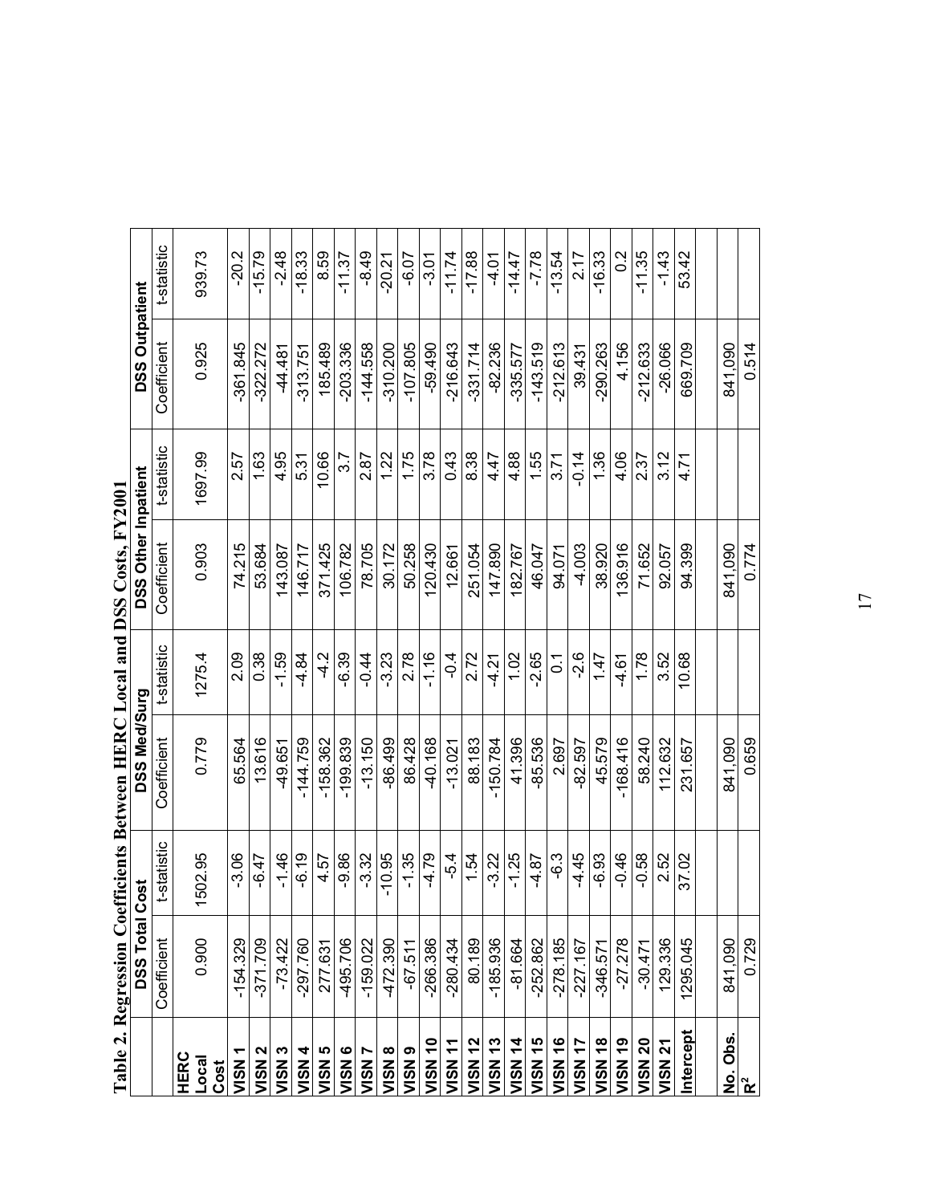**Table 2. Regression Coefficients Between HERC Local and DSS Costs, FY2001**

| | DSS Total Cost | | DSS Med/Surg | | DSS Other Inpatient | | DSS Outpatient | |
|---|---|---|---|---|---|---|---|---|
| | Coefficient | t-statistic | Coefficient | t-statistic | Coefficient | t-statistic | Coefficient | t-statistic |
| **HERC Local Cost** | 0.900 | 1502.95 | 0.779 | 1275.4 | 0.903 | 1697.99 | 0.925 | 939.73 |
| **VISN 1** | -154.329 | -3.06 | 65.564 | 2.09 | 74.215 | 2.57 | -361.845 | -20.2 |
| **VISN 2** | -371.709 | -6.47 | 13.616 | 0.38 | 53.684 | 1.63 | -322.272 | -15.79 |
| **VISN 3** | -73.422 | -1.46 | -49.651 | -1.59 | 143.087 | 4.95 | -44.481 | -2.48 |
| **VISN 4** | -297.760 | -6.19 | -144.759 | -4.84 | 146.717 | 5.31 | -313.751 | -18.33 |
| **VISN 5** | 277.631 | 4.57 | -158.362 | -4.2 | 371.425 | 10.66 | 185.489 | 8.59 |
| **VISN 6** | -495.706 | -9.86 | -199.839 | -6.39 | 106.782 | 3.7 | -203.336 | -11.37 |
| **VISN 7** | -159.022 | -3.32 | -13.150 | -0.44 | 78.705 | 2.87 | -144.558 | -8.49 |
| **VISN 8** | -472.390 | -10.95 | -86.499 | -3.23 | 30.172 | 1.22 | -310.200 | -20.21 |
| **VISN 9** | -67.511 | -1.35 | 86.428 | 2.78 | 50.258 | 1.75 | -107.805 | -6.07 |
| **VISN 10** | -266.386 | -4.79 | -40.168 | -1.16 | 120.430 | 3.78 | -59.490 | -3.01 |
| **VISN 11** | -280.434 | -5.4 | -13.021 | -0.4 | 12.661 | 0.43 | -216.643 | -11.74 |
| **VISN 12** | 80.189 | 1.54 | 88.183 | 2.72 | 251.054 | 8.38 | -331.714 | -17.88 |
| **VISN 13** | -185.936 | -3.22 | -150.784 | -4.21 | 147.890 | 4.47 | -82.236 | -4.01 |
| **VISN 14** | -81.664 | -1.25 | 41.396 | 1.02 | 182.767 | 4.88 | -335.577 | -14.47 |
| **VISN 15** | -252.862 | -4.87 | -85.536 | -2.65 | 46.047 | 1.55 | -143.519 | -7.78 |
| **VISN 16** | -278.185 | -6.3 | 2.697 | 0.1 | 94.071 | 3.71 | -212.613 | -13.54 |
| **VISN 17** | -227.167 | -4.45 | -82.597 | -2.6 | -4.003 | -0.14 | 39.431 | 2.17 |
| **VISN 18** | -346.571 | -6.93 | 45.579 | 1.47 | 38.920 | 1.36 | -290.263 | -16.33 |
| **VISN 19** | -27.278 | -0.46 | -168.416 | -4.61 | 136.916 | 4.06 | 4.156 | 0.2 |
| **VISN 20** | -30.471 | -0.58 | 58.240 | 1.78 | 71.652 | 2.37 | -212.633 | -11.35 |
| **VISN 21** | 129.336 | 2.52 | 112.632 | 3.52 | 92.057 | 3.12 | -26.066 | -1.43 |
| **Intercept** | 1295.045 | 37.02 | 231.657 | 10.68 | 94.399 | 4.71 | 669.709 | 53.42 |
| | | | | | | | | |
| **No. Obs.** | 841,090 | | 841,090 | | 841,090 | | 841,090 | |
| **$R^2$** | 0.729 | | 0.659 | | 0.774 | | 0.514 | |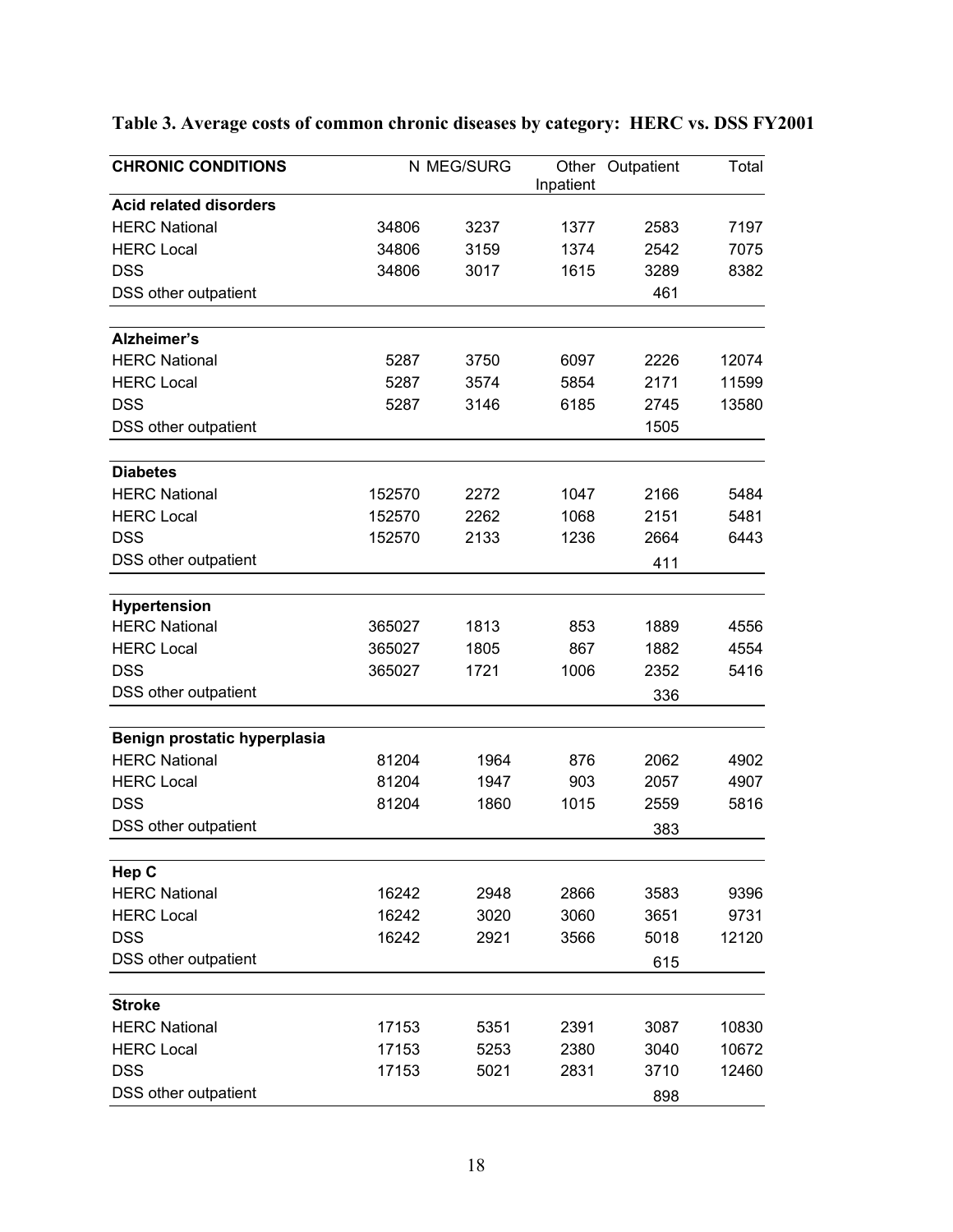**Table 3. Average costs of common chronic diseases by category: HERC vs. DSS FY2001**

| CHRONIC CONDITIONS | N | MEG/SURG | Other Inpatient | Outpatient | Total |
|---|---|---|---|---|---|
| **Acid related disorders** | | | | | |
| HERC National | 34806 | 3237 | 1377 | 2583 | 7197 |
| HERC Local | 34806 | 3159 | 1374 | 2542 | 7075 |
| DSS | 34806 | 3017 | 1615 | 3289 | 8382 |
| DSS other outpatient | | | | 461 | |
| **Alzheimer's** | | | | | |
| HERC National | 5287 | 3750 | 6097 | 2226 | 12074 |
| HERC Local | 5287 | 3574 | 5854 | 2171 | 11599 |
| DSS | 5287 | 3146 | 6185 | 2745 | 13580 |
| DSS other outpatient | | | | 1505 | |
| **Diabetes** | | | | | |
| HERC National | 152570 | 2272 | 1047 | 2166 | 5484 |
| HERC Local | 152570 | 2262 | 1068 | 2151 | 5481 |
| DSS | 152570 | 2133 | 1236 | 2664 | 6443 |
| DSS other outpatient | | | | 411 | |
| **Hypertension** | | | | | |
| HERC National | 365027 | 1813 | 853 | 1889 | 4556 |
| HERC Local | 365027 | 1805 | 867 | 1882 | 4554 |
| DSS | 365027 | 1721 | 1006 | 2352 | 5416 |
| DSS other outpatient | | | | 336 | |
| **Benign prostatic hyperplasia** | | | | | |
| HERC National | 81204 | 1964 | 876 | 2062 | 4902 |
| HERC Local | 81204 | 1947 | 903 | 2057 | 4907 |
| DSS | 81204 | 1860 | 1015 | 2559 | 5816 |
| DSS other outpatient | | | | 383 | |
| **Hep C** | | | | | |
| HERC National | 16242 | 2948 | 2866 | 3583 | 9396 |
| HERC Local | 16242 | 3020 | 3060 | 3651 | 9731 |
| DSS | 16242 | 2921 | 3566 | 5018 | 12120 |
| DSS other outpatient | | | | 615 | |
| **Stroke** | | | | | |
| HERC National | 17153 | 5351 | 2391 | 3087 | 10830 |
| HERC Local | 17153 | 5253 | 2380 | 3040 | 10672 |
| DSS | 17153 | 5021 | 2831 | 3710 | 12460 |
| DSS other outpatient | | | | 898 | |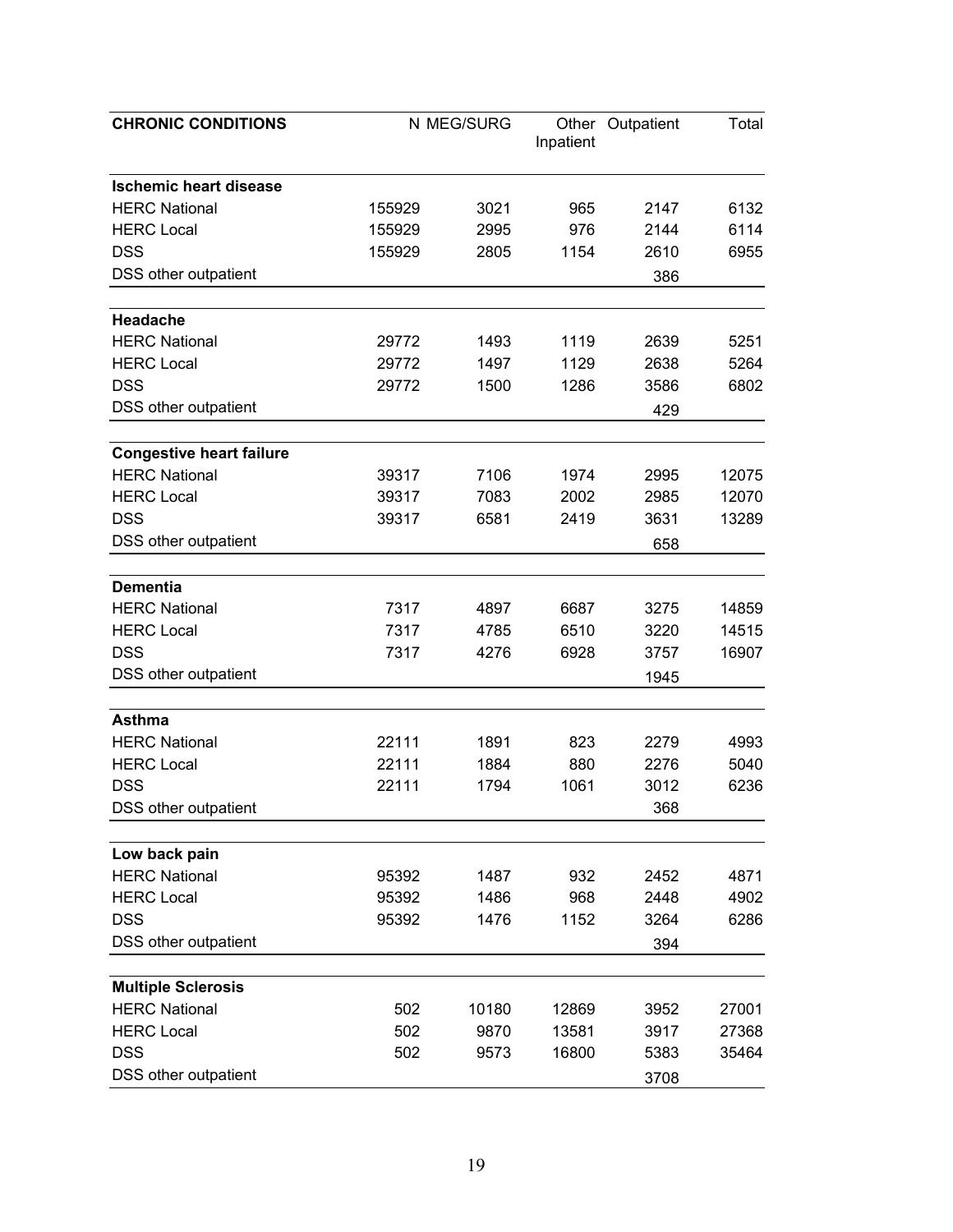| CHRONIC CONDITIONS | N | MEG/SURG | Other Inpatient | Outpatient | Total |
|---|---|---|---|---|---|
| **Ischemic heart disease** | | | | | |
| HERC National | 155929 | 3021 | 965 | 2147 | 6132 |
| HERC Local | 155929 | 2995 | 976 | 2144 | 6114 |
| DSS | 155929 | 2805 | 1154 | 2610 | 6955 |
| DSS other outpatient | | | | 386 | |
| **Headache** | | | | | |
| HERC National | 29772 | 1493 | 1119 | 2639 | 5251 |
| HERC Local | 29772 | 1497 | 1129 | 2638 | 5264 |
| DSS | 29772 | 1500 | 1286 | 3586 | 6802 |
| DSS other outpatient | | | | 429 | |
| **Congestive heart failure** | | | | | |
| HERC National | 39317 | 7106 | 1974 | 2995 | 12075 |
| HERC Local | 39317 | 7083 | 2002 | 2985 | 12070 |
| DSS | 39317 | 6581 | 2419 | 3631 | 13289 |
| DSS other outpatient | | | | 658 | |
| **Dementia** | | | | | |
| HERC National | 7317 | 4897 | 6687 | 3275 | 14859 |
| HERC Local | 7317 | 4785 | 6510 | 3220 | 14515 |
| DSS | 7317 | 4276 | 6928 | 3757 | 16907 |
| DSS other outpatient | | | | 1945 | |
| **Asthma** | | | | | |
| HERC National | 22111 | 1891 | 823 | 2279 | 4993 |
| HERC Local | 22111 | 1884 | 880 | 2276 | 5040 |
| DSS | 22111 | 1794 | 1061 | 3012 | 6236 |
| DSS other outpatient | | | | 368 | |
| **Low back pain** | | | | | |
| HERC National | 95392 | 1487 | 932 | 2452 | 4871 |
| HERC Local | 95392 | 1486 | 968 | 2448 | 4902 |
| DSS | 95392 | 1476 | 1152 | 3264 | 6286 |
| DSS other outpatient | | | | 394 | |
| **Multiple Sclerosis** | | | | | |
| HERC National | 502 | 10180 | 12869 | 3952 | 27001 |
| HERC Local | 502 | 9870 | 13581 | 3917 | 27368 |
| DSS | 502 | 9573 | 16800 | 5383 | 35464 |
| DSS other outpatient | | | | 3708 | |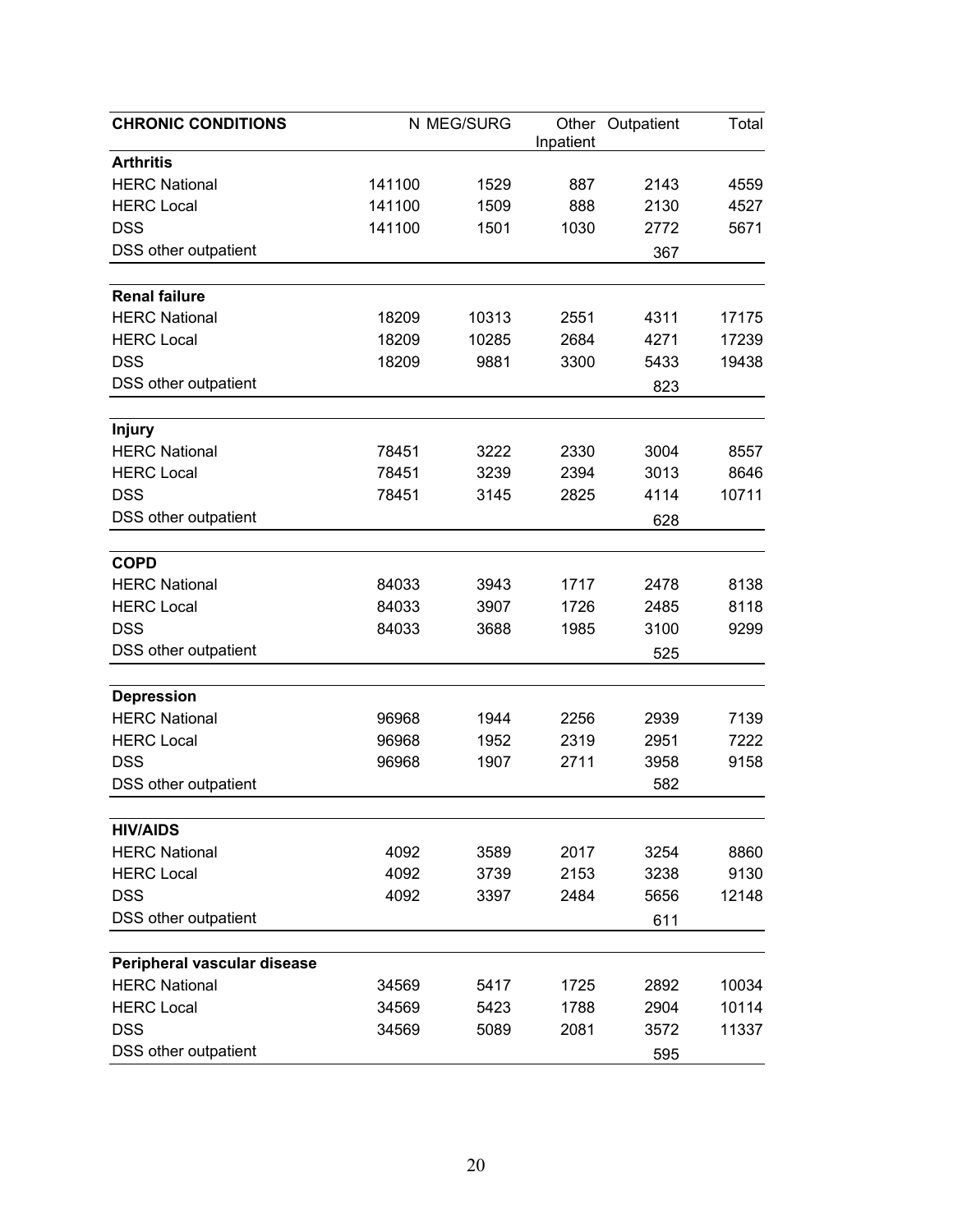| CHRONIC CONDITIONS | N | MEG/SURG | Other Inpatient | Outpatient | Total |
|---|---|---|---|---|---|
| **Arthritis** | | | | | |
| HERC National | 141100 | 1529 | 887 | 2143 | 4559 |
| HERC Local | 141100 | 1509 | 888 | 2130 | 4527 |
| DSS | 141100 | 1501 | 1030 | 2772 | 5671 |
| DSS other outpatient | | | | 367 | |
| **Renal failure** | | | | | |
| HERC National | 18209 | 10313 | 2551 | 4311 | 17175 |
| HERC Local | 18209 | 10285 | 2684 | 4271 | 17239 |
| DSS | 18209 | 9881 | 3300 | 5433 | 19438 |
| DSS other outpatient | | | | 823 | |
| **Injury** | | | | | |
| HERC National | 78451 | 3222 | 2330 | 3004 | 8557 |
| HERC Local | 78451 | 3239 | 2394 | 3013 | 8646 |
| DSS | 78451 | 3145 | 2825 | 4114 | 10711 |
| DSS other outpatient | | | | 628 | |
| **COPD** | | | | | |
| HERC National | 84033 | 3943 | 1717 | 2478 | 8138 |
| HERC Local | 84033 | 3907 | 1726 | 2485 | 8118 |
| DSS | 84033 | 3688 | 1985 | 3100 | 9299 |
| DSS other outpatient | | | | 525 | |
| **Depression** | | | | | |
| HERC National | 96968 | 1944 | 2256 | 2939 | 7139 |
| HERC Local | 96968 | 1952 | 2319 | 2951 | 7222 |
| DSS | 96968 | 1907 | 2711 | 3958 | 9158 |
| DSS other outpatient | | | | 582 | |
| **HIV/AIDS** | | | | | |
| HERC National | 4092 | 3589 | 2017 | 3254 | 8860 |
| HERC Local | 4092 | 3739 | 2153 | 3238 | 9130 |
| DSS | 4092 | 3397 | 2484 | 5656 | 12148 |
| DSS other outpatient | | | | 611 | |
| **Peripheral vascular disease** | | | | | |
| HERC National | 34569 | 5417 | 1725 | 2892 | 10034 |
| HERC Local | 34569 | 5423 | 1788 | 2904 | 10114 |
| DSS | 34569 | 5089 | 2081 | 3572 | 11337 |
| DSS other outpatient | | | | 595 | |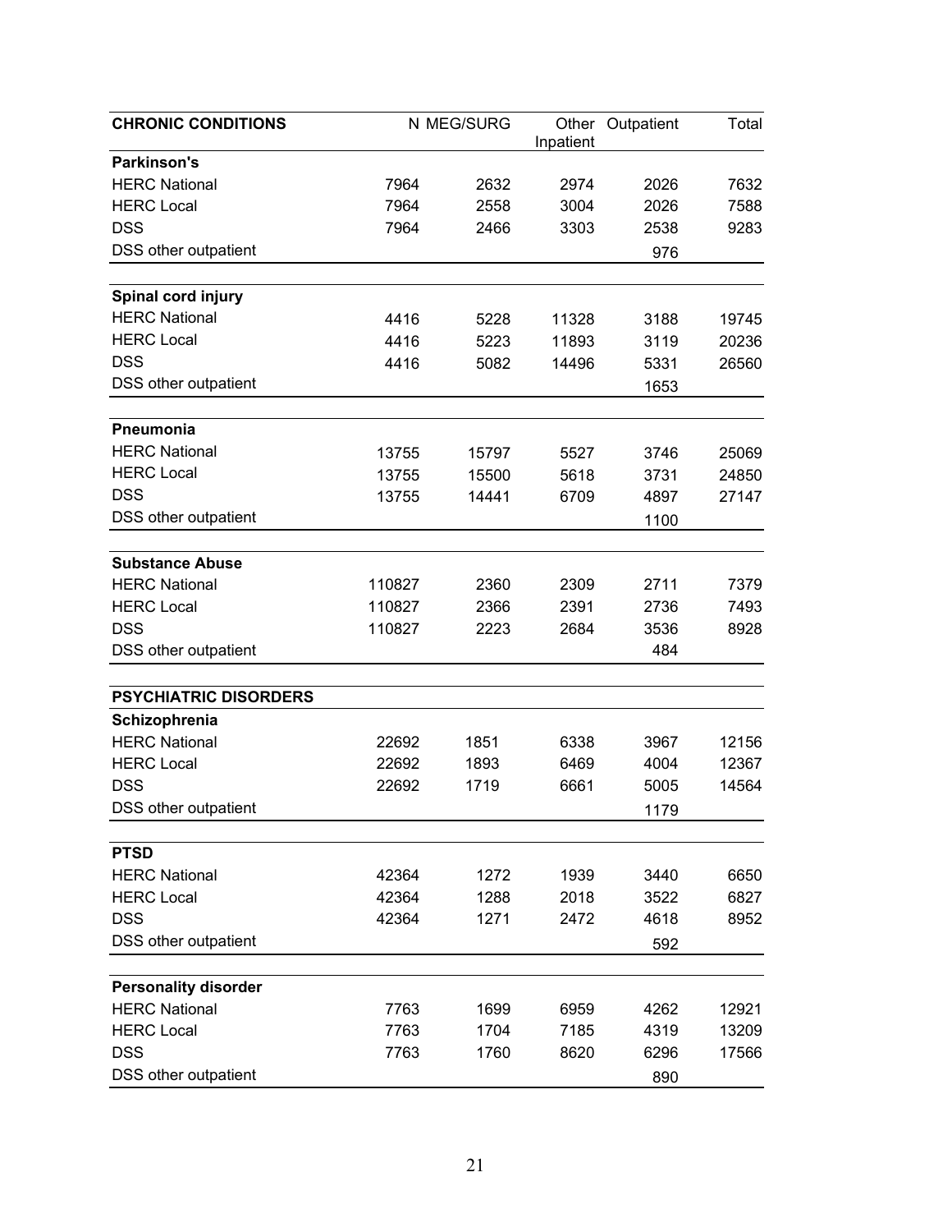| CHRONIC CONDITIONS | N | MEG/SURG | Other Inpatient | Outpatient | Total |
|---|---|---|---|---|---|
| **Parkinson's** | | | | | |
| HERC National | 7964 | 2632 | 2974 | 2026 | 7632 |
| HERC Local | 7964 | 2558 | 3004 | 2026 | 7588 |
| DSS | 7964 | 2466 | 3303 | 2538 | 9283 |
| DSS other outpatient | | | | 976 | |
| **Spinal cord injury** | | | | | |
| HERC National | 4416 | 5228 | 11328 | 3188 | 19745 |
| HERC Local | 4416 | 5223 | 11893 | 3119 | 20236 |
| DSS | 4416 | 5082 | 14496 | 5331 | 26560 |
| DSS other outpatient | | | | 1653 | |
| **Pneumonia** | | | | | |
| HERC National | 13755 | 15797 | 5527 | 3746 | 25069 |
| HERC Local | 13755 | 15500 | 5618 | 3731 | 24850 |
| DSS | 13755 | 14441 | 6709 | 4897 | 27147 |
| DSS other outpatient | | | | 1100 | |
| **Substance Abuse** | | | | | |
| HERC National | 110827 | 2360 | 2309 | 2711 | 7379 |
| HERC Local | 110827 | 2366 | 2391 | 2736 | 7493 |
| DSS | 110827 | 2223 | 2684 | 3536 | 8928 |
| DSS other outpatient | | | | 484 | |
| **PSYCHIATRIC DISORDERS** | | | | | |
| **Schizophrenia** | | | | | |
| HERC National | 22692 | 1851 | 6338 | 3967 | 12156 |
| HERC Local | 22692 | 1893 | 6469 | 4004 | 12367 |
| DSS | 22692 | 1719 | 6661 | 5005 | 14564 |
| DSS other outpatient | | | | 1179 | |
| **PTSD** | | | | | |
| HERC National | 42364 | 1272 | 1939 | 3440 | 6650 |
| HERC Local | 42364 | 1288 | 2018 | 3522 | 6827 |
| DSS | 42364 | 1271 | 2472 | 4618 | 8952 |
| DSS other outpatient | | | | 592 | |
| **Personality disorder** | | | | | |
| HERC National | 7763 | 1699 | 6959 | 4262 | 12921 |
| HERC Local | 7763 | 1704 | 7185 | 4319 | 13209 |
| DSS | 7763 | 1760 | 8620 | 6296 | 17566 |
| DSS other outpatient | | | | 890 | |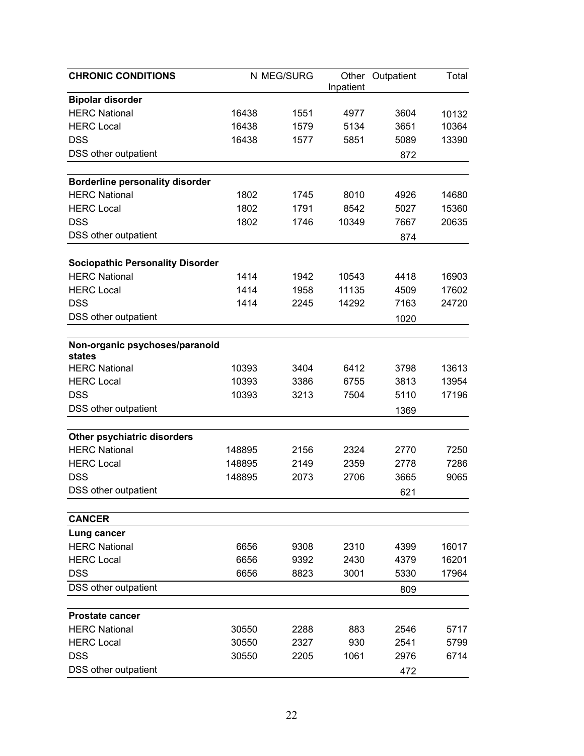| CHRONIC CONDITIONS | N | MEG/SURG | Other Inpatient | Outpatient | Total |
|---|---|---|---|---|---|
| **Bipolar disorder** | | | | | |
| HERC National | 16438 | 1551 | 4977 | 3604 | 10132 |
| HERC Local | 16438 | 1579 | 5134 | 3651 | 10364 |
| DSS | 16438 | 1577 | 5851 | 5089 | 13390 |
| DSS other outpatient | | | | 872 | |
| **Borderline personality disorder** | | | | | |
| HERC National | 1802 | 1745 | 8010 | 4926 | 14680 |
| HERC Local | 1802 | 1791 | 8542 | 5027 | 15360 |
| DSS | 1802 | 1746 | 10349 | 7667 | 20635 |
| DSS other outpatient | | | | 874 | |
| **Sociopathic Personality Disorder** | | | | | |
| HERC National | 1414 | 1942 | 10543 | 4418 | 16903 |
| HERC Local | 1414 | 1958 | 11135 | 4509 | 17602 |
| DSS | 1414 | 2245 | 14292 | 7163 | 24720 |
| DSS other outpatient | | | | 1020 | |
| **Non-organic psychoses/paranoid states** | | | | | |
| HERC National | 10393 | 3404 | 6412 | 3798 | 13613 |
| HERC Local | 10393 | 3386 | 6755 | 3813 | 13954 |
| DSS | 10393 | 3213 | 7504 | 5110 | 17196 |
| DSS other outpatient | | | | 1369 | |
| **Other psychiatric disorders** | | | | | |
| HERC National | 148895 | 2156 | 2324 | 2770 | 7250 |
| HERC Local | 148895 | 2149 | 2359 | 2778 | 7286 |
| DSS | 148895 | 2073 | 2706 | 3665 | 9065 |
| DSS other outpatient | | | | 621 | |
| **CANCER** | | | | | |
| **Lung cancer** | | | | | |
| HERC National | 6656 | 9308 | 2310 | 4399 | 16017 |
| HERC Local | 6656 | 9392 | 2430 | 4379 | 16201 |
| DSS | 6656 | 8823 | 3001 | 5330 | 17964 |
| DSS other outpatient | | | | 809 | |
| **Prostate cancer** | | | | | |
| HERC National | 30550 | 2288 | 883 | 2546 | 5717 |
| HERC Local | 30550 | 2327 | 930 | 2541 | 5799 |
| DSS | 30550 | 2205 | 1061 | 2976 | 6714 |
| DSS other outpatient | | | | 472 | |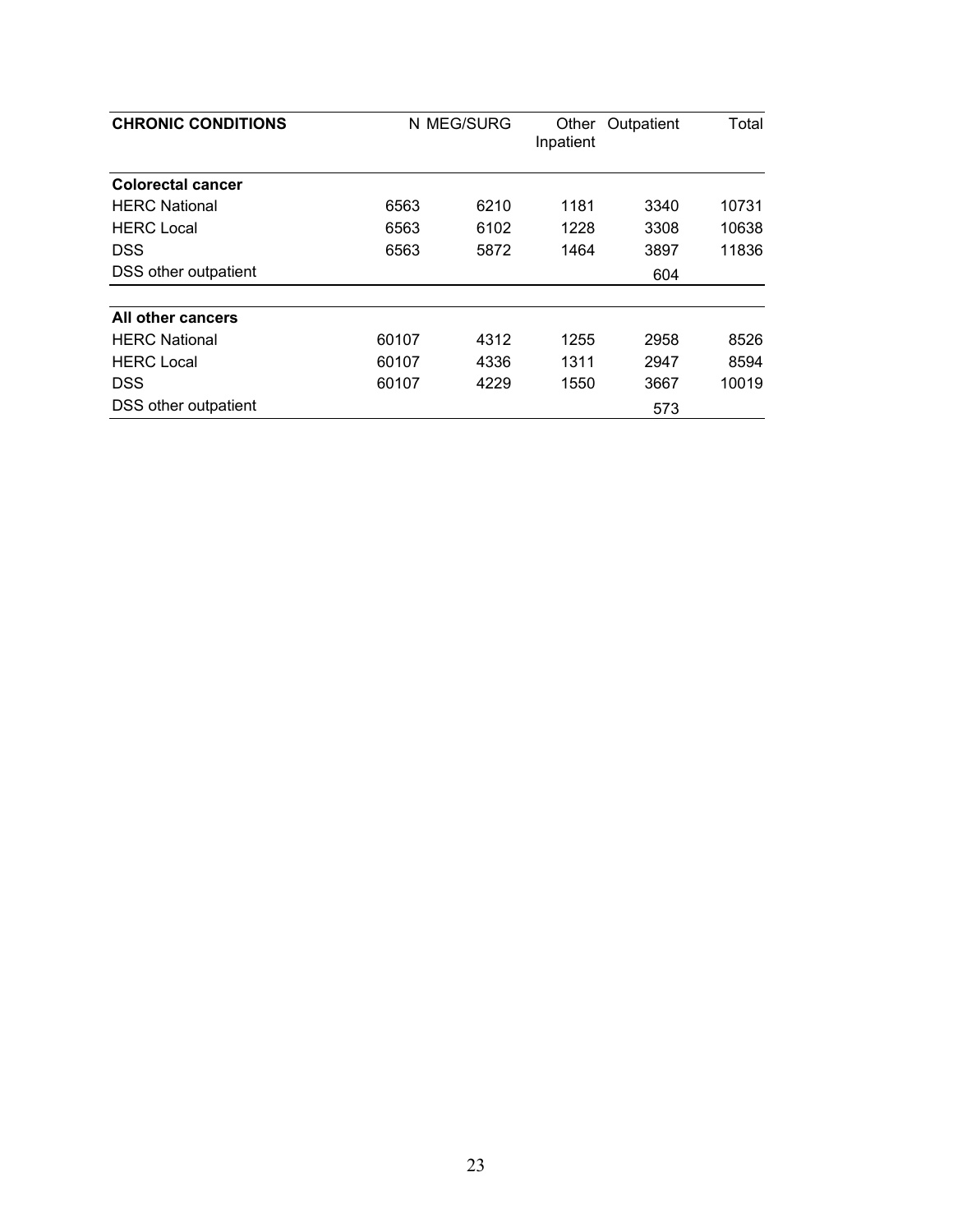| CHRONIC CONDITIONS | N | MEG/SURG | Other Inpatient | Outpatient | Total |
|---|---|---|---|---|---|
| **Colorectal cancer** | | | | | |
| HERC National | 6563 | 6210 | 1181 | 3340 | 10731 |
| HERC Local | 6563 | 6102 | 1228 | 3308 | 10638 |
| DSS | 6563 | 5872 | 1464 | 3897 | 11836 |
| DSS other outpatient | | | | 604 | |
| **All other cancers** | | | | | |
| HERC National | 60107 | 4312 | 1255 | 2958 | 8526 |
| HERC Local | 60107 | 4336 | 1311 | 2947 | 8594 |
| DSS | 60107 | 4229 | 1550 | 3667 | 10019 |
| DSS other outpatient | | | | 573 | |